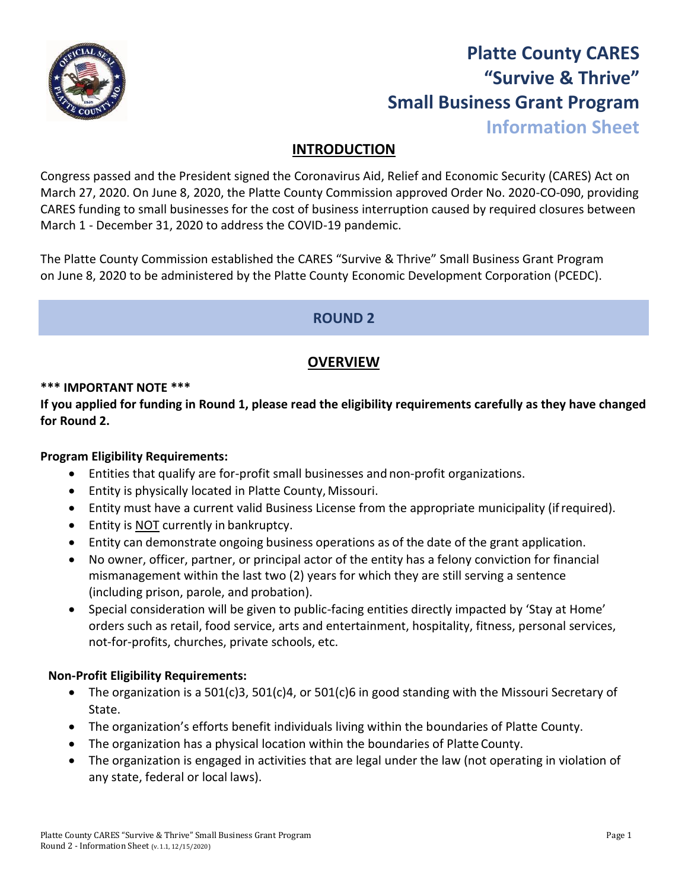# Platte County CARES "Survive & Thrive" Small Business Grant Program

## Information Sheet

## INTRODUCTION

Congress passed and the President signed the Coronavirus Aid, Relief and Economic Security (CARES) Act on March 27, 2020. On June 8, 2020, the Platte County Commission approved Order No. 2020-CO-090, providing CARES funding to small businesses for the cost of business interruption caused by required closures between March 1 - December 31, 2020 to address the COVID-19 pandemic.

The Platte County Commission established the CARES "Survive & Thrive" Small Business Grant Program on June 8, 2020 to be administered by the Platte County Economic Development Corporation (PCEDC).

## ROUND 2

## OVERVIEW

**\*\*\* IMPORTANT NOTE \*\*\***

**If you applied for funding in Round 1, please read the eligibility requirements carefully as they have changed for Round 2.**

**Program Eligibility Requirements:**

- Entities that qualify are for-profit small businesses and non-profit organizations.
- Entity is physically located in Platte County, Missouri.
- Entity must have a current valid Business License from the appropriate municipality (if required).
- Entity is <u>NOT</u> currently in bankruptcy.
- Entity can demonstrate ongoing business operations as of the date of the grant application.
- No owner, officer, partner, or principal actor of the entity has a felony conviction for financial mismanagement within the last two (2) years for which they are still serving a sentence (including prison, parole, and probation).
- Special consideration will be given to public-facing entities directly impacted by 'Stay at Home' orders such as retail, food service, arts and entertainment, hospitality, fitness, personal services, not-for-profits, churches, private schools, etc.

**Non-Profit Eligibility Requirements:**

- The organization is a 501(c)3, 501(c)4, or 501(c)6 in good standing with the Missouri Secretary of State.
- The organization's efforts benefit individuals living within the boundaries of Platte County.
- The organization has a physical location within the boundaries of Platte County.
- The organization is engaged in activities that are legal under the law (not operating in violation of any state, federal or local laws).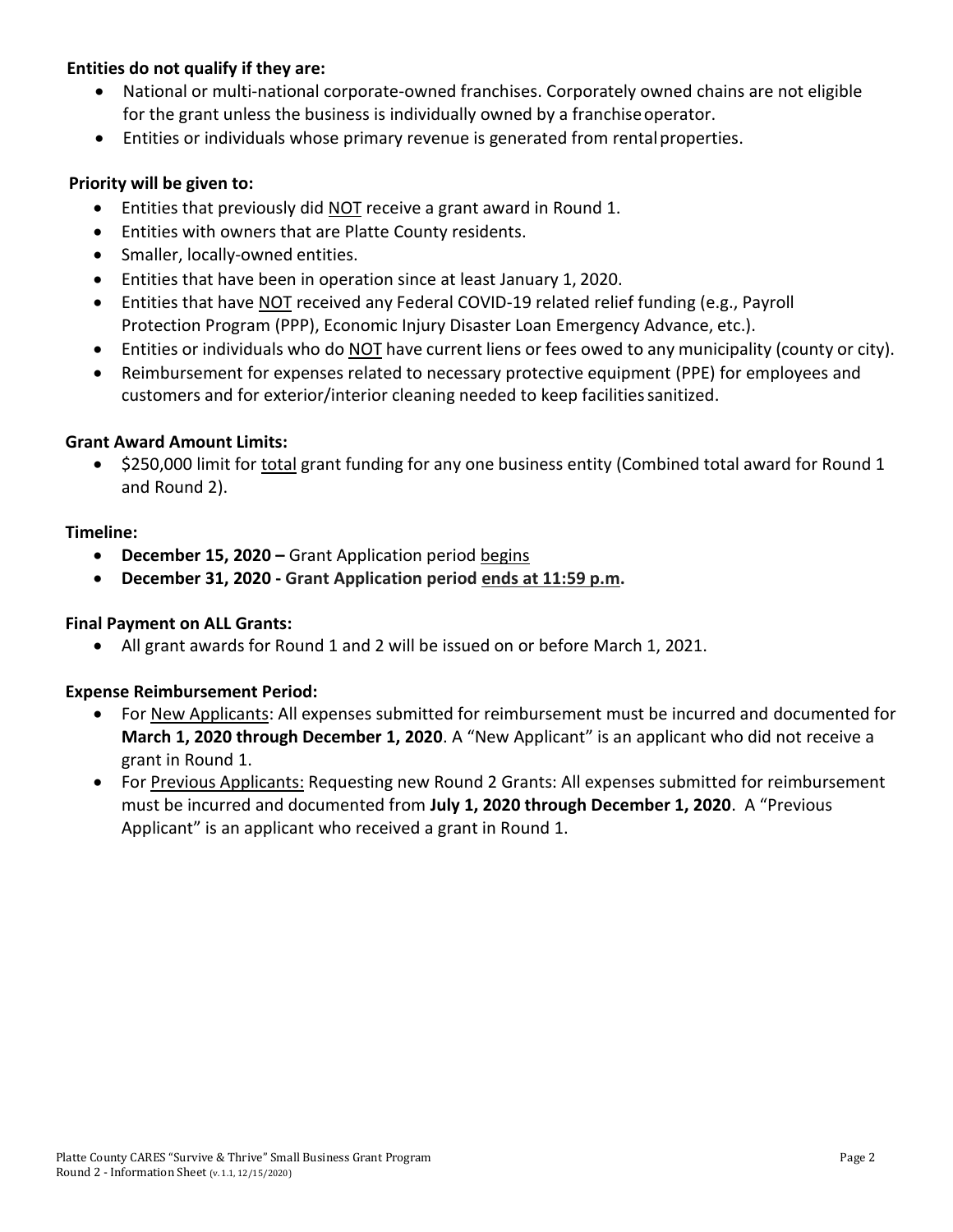**Entities do not qualify if they are:**

- National or multi-national corporate-owned franchises. Corporately owned chains are not eligible for the grant unless the business is individually owned by a franchise operator.
- Entities or individuals whose primary revenue is generated from rental properties.

**Priority will be given to:**

- Entities that previously did NOT receive a grant award in Round 1.
- Entities with owners that are Platte County residents.
- Smaller, locally-owned entities.
- Entities that have been in operation since at least January 1, 2020.
- Entities that have NOT received any Federal COVID-19 related relief funding (e.g., Payroll Protection Program (PPP), Economic Injury Disaster Loan Emergency Advance, etc.).
- Entities or individuals who do NOT have current liens or fees owed to any municipality (county or city).
- Reimbursement for expenses related to necessary protective equipment (PPE) for employees and customers and for exterior/interior cleaning needed to keep facilities sanitized.

**Grant Award Amount Limits:**

- $250,000 limit for total grant funding for any one business entity (Combined total award for Round 1 and Round 2).

**Timeline:**

- **December 15, 2020 –** Grant Application period begins
- **December 31, 2020 - Grant Application period ends at 11:59 p.m.**

**Final Payment on ALL Grants:**

- All grant awards for Round 1 and 2 will be issued on or before March 1, 2021.

**Expense Reimbursement Period:**

- For New Applicants: All expenses submitted for reimbursement must be incurred and documented for **March 1, 2020 through December 1, 2020**. A "New Applicant" is an applicant who did not receive a grant in Round 1.
- For Previous Applicants: Requesting new Round 2 Grants: All expenses submitted for reimbursement must be incurred and documented from **July 1, 2020 through December 1, 2020**. A "Previous Applicant" is an applicant who received a grant in Round 1.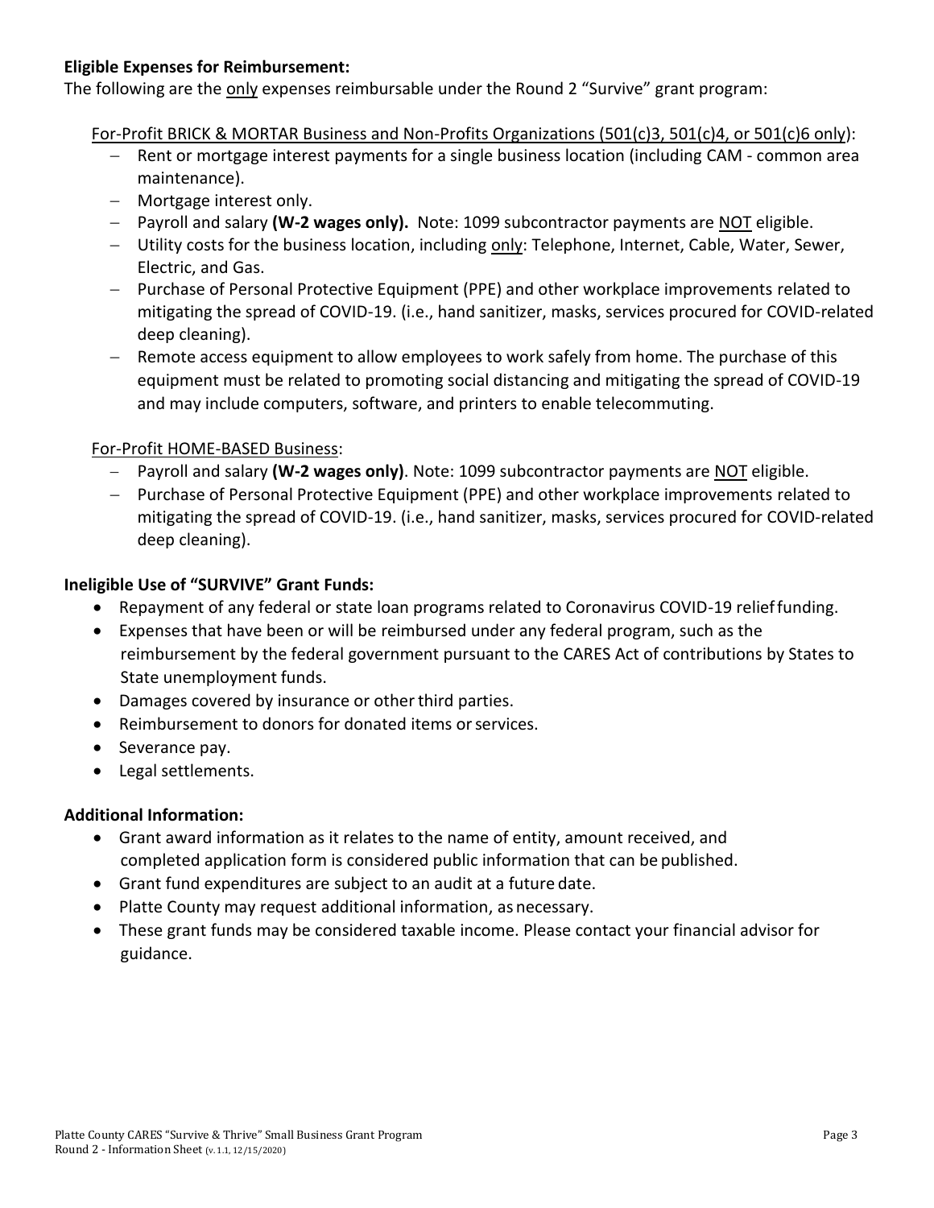**Eligible Expenses for Reimbursement:**

The following are the only expenses reimbursable under the Round 2 "Survive" grant program:

For-Profit BRICK & MORTAR Business and Non-Profits Organizations (501(c)3, 501(c)4, or 501(c)6 only):

- Rent or mortgage interest payments for a single business location (including CAM - common area maintenance).
- Mortgage interest only.
- Payroll and salary **(W-2 wages only).** Note: 1099 subcontractor payments are NOT eligible.
- Utility costs for the business location, including only: Telephone, Internet, Cable, Water, Sewer, Electric, and Gas.
- Purchase of Personal Protective Equipment (PPE) and other workplace improvements related to mitigating the spread of COVID-19. (i.e., hand sanitizer, masks, services procured for COVID-related deep cleaning).
- Remote access equipment to allow employees to work safely from home. The purchase of this equipment must be related to promoting social distancing and mitigating the spread of COVID-19 and may include computers, software, and printers to enable telecommuting.

For-Profit HOME-BASED Business:

- Payroll and salary **(W-2 wages only)**. Note: 1099 subcontractor payments are NOT eligible.
- Purchase of Personal Protective Equipment (PPE) and other workplace improvements related to mitigating the spread of COVID-19. (i.e., hand sanitizer, masks, services procured for COVID-related deep cleaning).

**Ineligible Use of "SURVIVE" Grant Funds:**

- Repayment of any federal or state loan programs related to Coronavirus COVID-19 relief funding.
- Expenses that have been or will be reimbursed under any federal program, such as the reimbursement by the federal government pursuant to the CARES Act of contributions by States to State unemployment funds.
- Damages covered by insurance or other third parties.
- Reimbursement to donors for donated items or services.
- Severance pay.
- Legal settlements.

**Additional Information:**

- Grant award information as it relates to the name of entity, amount received, and completed application form is considered public information that can be published.
- Grant fund expenditures are subject to an audit at a future date.
- Platte County may request additional information, as necessary.
- These grant funds may be considered taxable income. Please contact your financial advisor for guidance.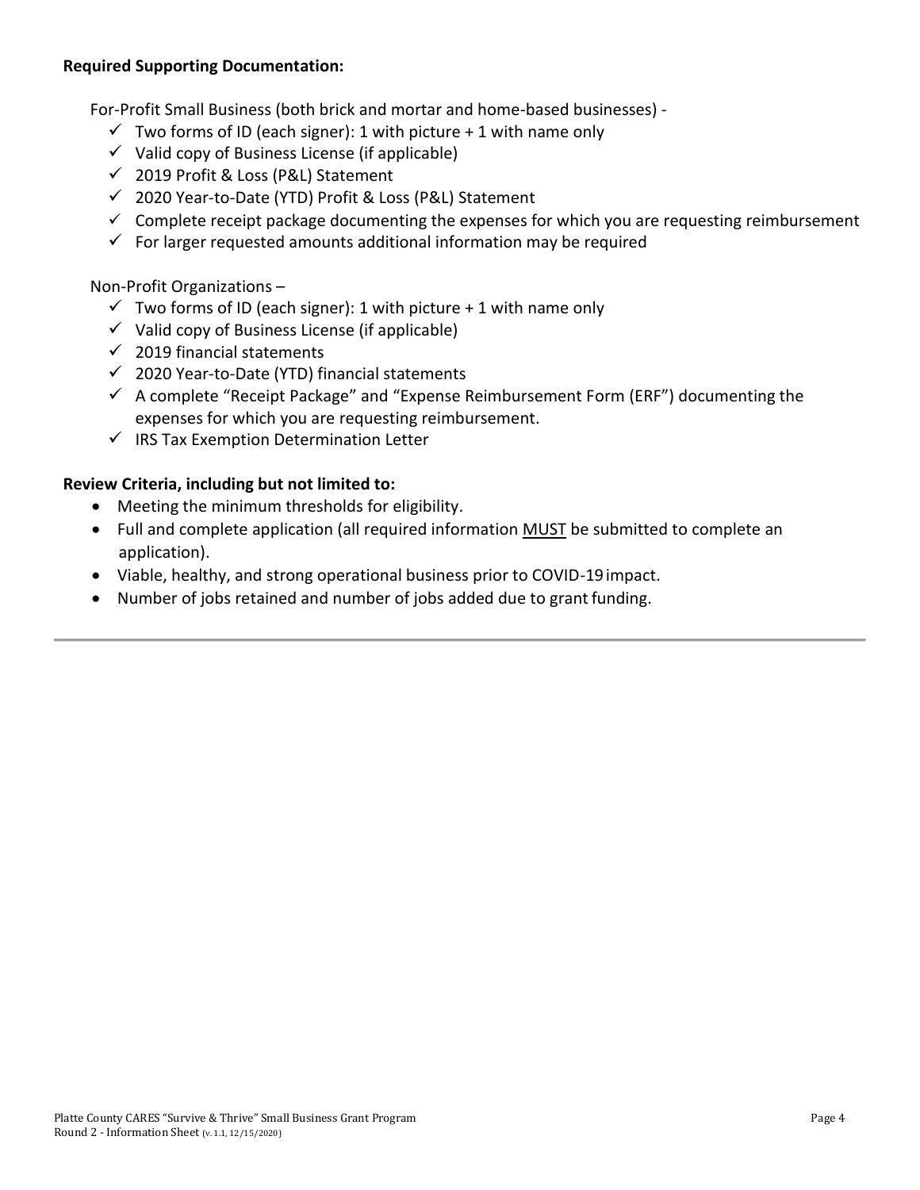**Required Supporting Documentation:**

For-Profit Small Business (both brick and mortar and home-based businesses) -

- ✓ Two forms of ID (each signer): 1 with picture + 1 with name only
- ✓ Valid copy of Business License (if applicable)
- ✓ 2019 Profit & Loss (P&L) Statement
- ✓ 2020 Year-to-Date (YTD) Profit & Loss (P&L) Statement
- ✓ Complete receipt package documenting the expenses for which you are requesting reimbursement
- ✓ For larger requested amounts additional information may be required

Non-Profit Organizations –

- ✓ Two forms of ID (each signer): 1 with picture + 1 with name only
- ✓ Valid copy of Business License (if applicable)
- ✓ 2019 financial statements
- ✓ 2020 Year-to-Date (YTD) financial statements
- ✓ A complete "Receipt Package" and "Expense Reimbursement Form (ERF") documenting the expenses for which you are requesting reimbursement.
- ✓ IRS Tax Exemption Determination Letter

**Review Criteria, including but not limited to:**

- Meeting the minimum thresholds for eligibility.
- Full and complete application (all required information <u>MUST</u> be submitted to complete an application).
- Viable, healthy, and strong operational business prior to COVID-19 impact.
- Number of jobs retained and number of jobs added due to grant funding.

---